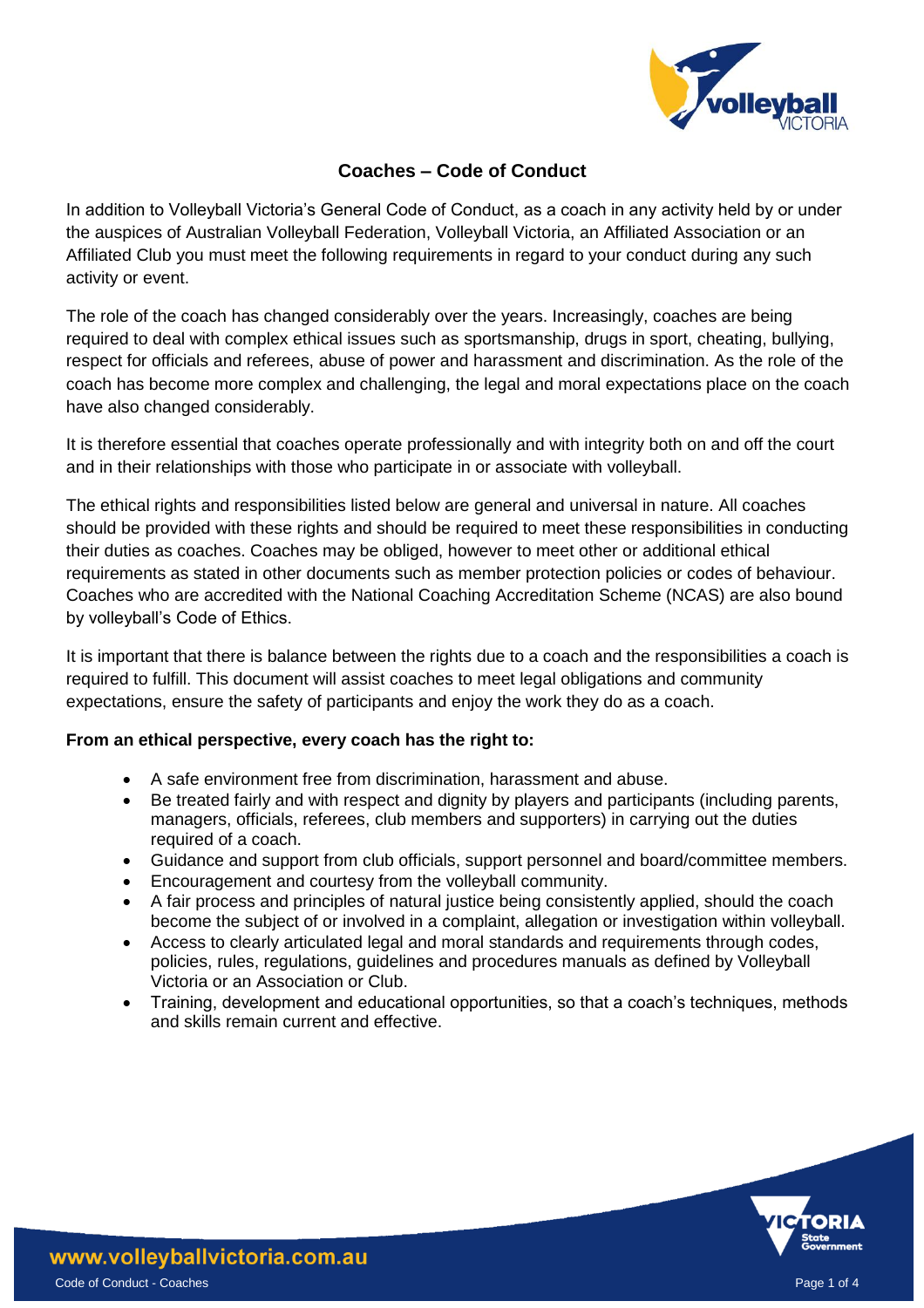# Coaches – Code of Conduct

In addition to Volleyball Victoria's General Code of Conduct, as a coach in any activity held by or under the auspices of Australian Volleyball Federation, Volleyball Victoria, an Affiliated Association or an Affiliated Club you must meet the following requirements in regard to your conduct during any such activity or event.

The role of the coach has changed considerably over the years. Increasingly, coaches are being required to deal with complex ethical issues such as sportsmanship, drugs in sport, cheating, bullying, respect for officials and referees, abuse of power and harassment and discrimination. As the role of the coach has become more complex and challenging, the legal and moral expectations place on the coach have also changed considerably.

It is therefore essential that coaches operate professionally and with integrity both on and off the court and in their relationships with those who participate in or associate with volleyball.

The ethical rights and responsibilities listed below are general and universal in nature. All coaches should be provided with these rights and should be required to meet these responsibilities in conducting their duties as coaches. Coaches may be obliged, however to meet other or additional ethical requirements as stated in other documents such as member protection policies or codes of behaviour. Coaches who are accredited with the National Coaching Accreditation Scheme (NCAS) are also bound by volleyball's Code of Ethics.

It is important that there is balance between the rights due to a coach and the responsibilities a coach is required to fulfill. This document will assist coaches to meet legal obligations and community expectations, ensure the safety of participants and enjoy the work they do as a coach.

**From an ethical perspective, every coach has the right to:**

- A safe environment free from discrimination, harassment and abuse.
- Be treated fairly and with respect and dignity by players and participants (including parents, managers, officials, referees, club members and supporters) in carrying out the duties required of a coach.
- Guidance and support from club officials, support personnel and board/committee members.
- Encouragement and courtesy from the volleyball community.
- A fair process and principles of natural justice being consistently applied, should the coach become the subject of or involved in a complaint, allegation or investigation within volleyball.
- Access to clearly articulated legal and moral standards and requirements through codes, policies, rules, regulations, guidelines and procedures manuals as defined by Volleyball Victoria or an Association or Club.
- Training, development and educational opportunities, so that a coach's techniques, methods and skills remain current and effective.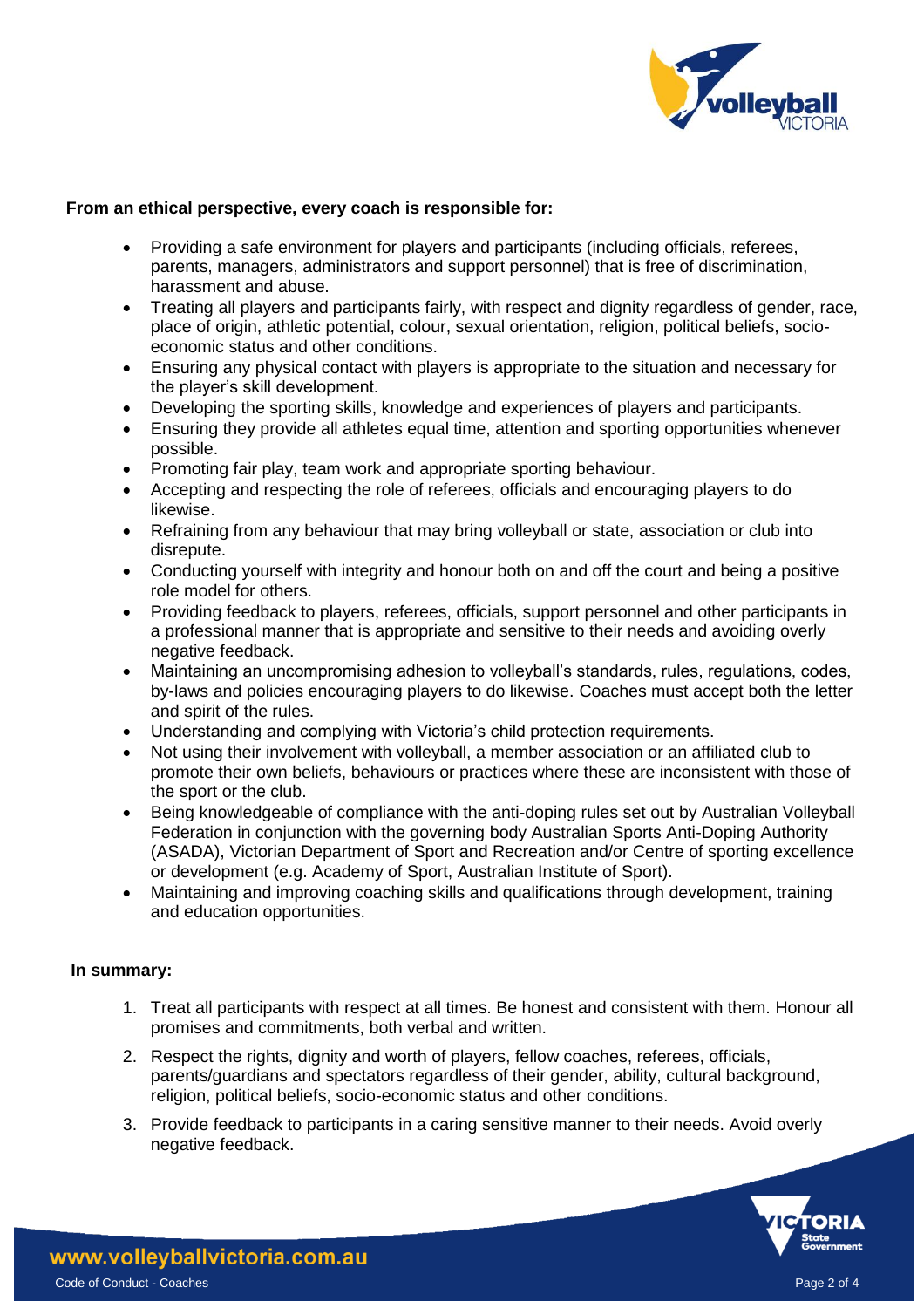**From an ethical perspective, every coach is responsible for:**

- Providing a safe environment for players and participants (including officials, referees, parents, managers, administrators and support personnel) that is free of discrimination, harassment and abuse.
- Treating all players and participants fairly, with respect and dignity regardless of gender, race, place of origin, athletic potential, colour, sexual orientation, religion, political beliefs, socio-economic status and other conditions.
- Ensuring any physical contact with players is appropriate to the situation and necessary for the player's skill development.
- Developing the sporting skills, knowledge and experiences of players and participants.
- Ensuring they provide all athletes equal time, attention and sporting opportunities whenever possible.
- Promoting fair play, team work and appropriate sporting behaviour.
- Accepting and respecting the role of referees, officials and encouraging players to do likewise.
- Refraining from any behaviour that may bring volleyball or state, association or club into disrepute.
- Conducting yourself with integrity and honour both on and off the court and being a positive role model for others.
- Providing feedback to players, referees, officials, support personnel and other participants in a professional manner that is appropriate and sensitive to their needs and avoiding overly negative feedback.
- Maintaining an uncompromising adhesion to volleyball's standards, rules, regulations, codes, by-laws and policies encouraging players to do likewise. Coaches must accept both the letter and spirit of the rules.
- Understanding and complying with Victoria's child protection requirements.
- Not using their involvement with volleyball, a member association or an affiliated club to promote their own beliefs, behaviours or practices where these are inconsistent with those of the sport or the club.
- Being knowledgeable of compliance with the anti-doping rules set out by Australian Volleyball Federation in conjunction with the governing body Australian Sports Anti-Doping Authority (ASADA), Victorian Department of Sport and Recreation and/or Centre of sporting excellence or development (e.g. Academy of Sport, Australian Institute of Sport).
- Maintaining and improving coaching skills and qualifications through development, training and education opportunities.

**In summary:**

1. Treat all participants with respect at all times. Be honest and consistent with them. Honour all promises and commitments, both verbal and written.
2. Respect the rights, dignity and worth of players, fellow coaches, referees, officials, parents/guardians and spectators regardless of their gender, ability, cultural background, religion, political beliefs, socio-economic status and other conditions.
3. Provide feedback to participants in a caring sensitive manner to their needs. Avoid overly negative feedback.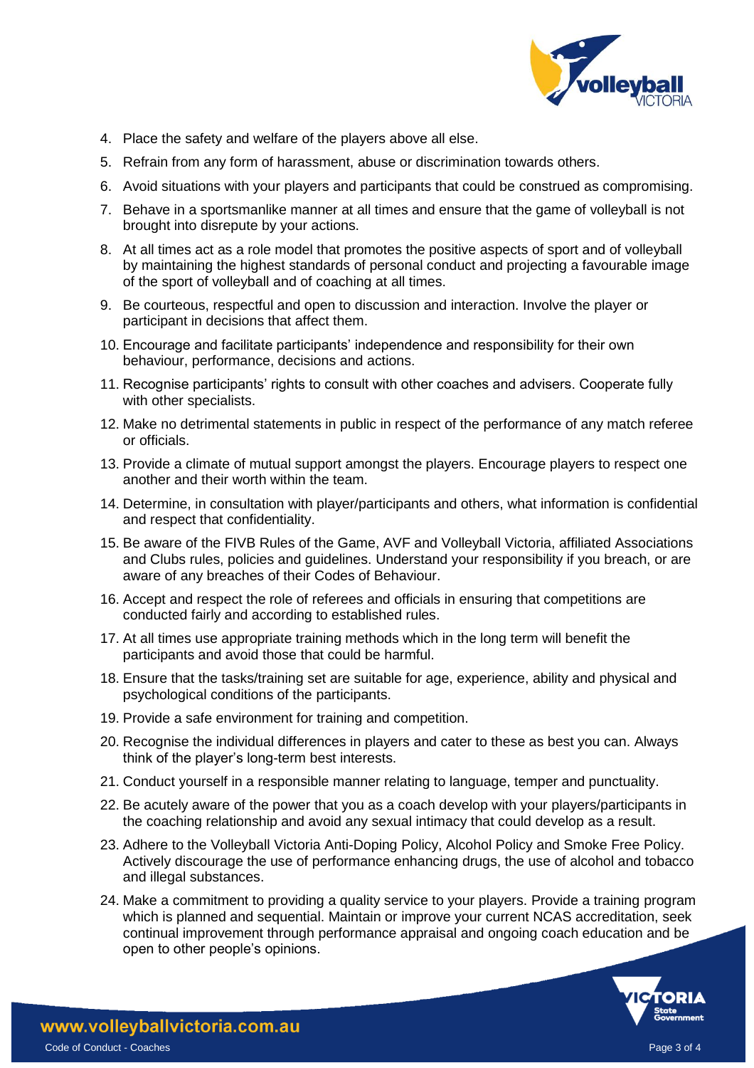4. Place the safety and welfare of the players above all else.
5. Refrain from any form of harassment, abuse or discrimination towards others.
6. Avoid situations with your players and participants that could be construed as compromising.
7. Behave in a sportsmanlike manner at all times and ensure that the game of volleyball is not brought into disrepute by your actions.
8. At all times act as a role model that promotes the positive aspects of sport and of volleyball by maintaining the highest standards of personal conduct and projecting a favourable image of the sport of volleyball and of coaching at all times.
9. Be courteous, respectful and open to discussion and interaction. Involve the player or participant in decisions that affect them.
10. Encourage and facilitate participants' independence and responsibility for their own behaviour, performance, decisions and actions.
11. Recognise participants' rights to consult with other coaches and advisers. Cooperate fully with other specialists.
12. Make no detrimental statements in public in respect of the performance of any match referee or officials.
13. Provide a climate of mutual support amongst the players. Encourage players to respect one another and their worth within the team.
14. Determine, in consultation with player/participants and others, what information is confidential and respect that confidentiality.
15. Be aware of the FIVB Rules of the Game, AVF and Volleyball Victoria, affiliated Associations and Clubs rules, policies and guidelines. Understand your responsibility if you breach, or are aware of any breaches of their Codes of Behaviour.
16. Accept and respect the role of referees and officials in ensuring that competitions are conducted fairly and according to established rules.
17. At all times use appropriate training methods which in the long term will benefit the participants and avoid those that could be harmful.
18. Ensure that the tasks/training set are suitable for age, experience, ability and physical and psychological conditions of the participants.
19. Provide a safe environment for training and competition.
20. Recognise the individual differences in players and cater to these as best you can. Always think of the player's long-term best interests.
21. Conduct yourself in a responsible manner relating to language, temper and punctuality.
22. Be acutely aware of the power that you as a coach develop with your players/participants in the coaching relationship and avoid any sexual intimacy that could develop as a result.
23. Adhere to the Volleyball Victoria Anti-Doping Policy, Alcohol Policy and Smoke Free Policy. Actively discourage the use of performance enhancing drugs, the use of alcohol and tobacco and illegal substances.
24. Make a commitment to providing a quality service to your players. Provide a training program which is planned and sequential. Maintain or improve your current NCAS accreditation, seek continual improvement through performance appraisal and ongoing coach education and be open to other people's opinions.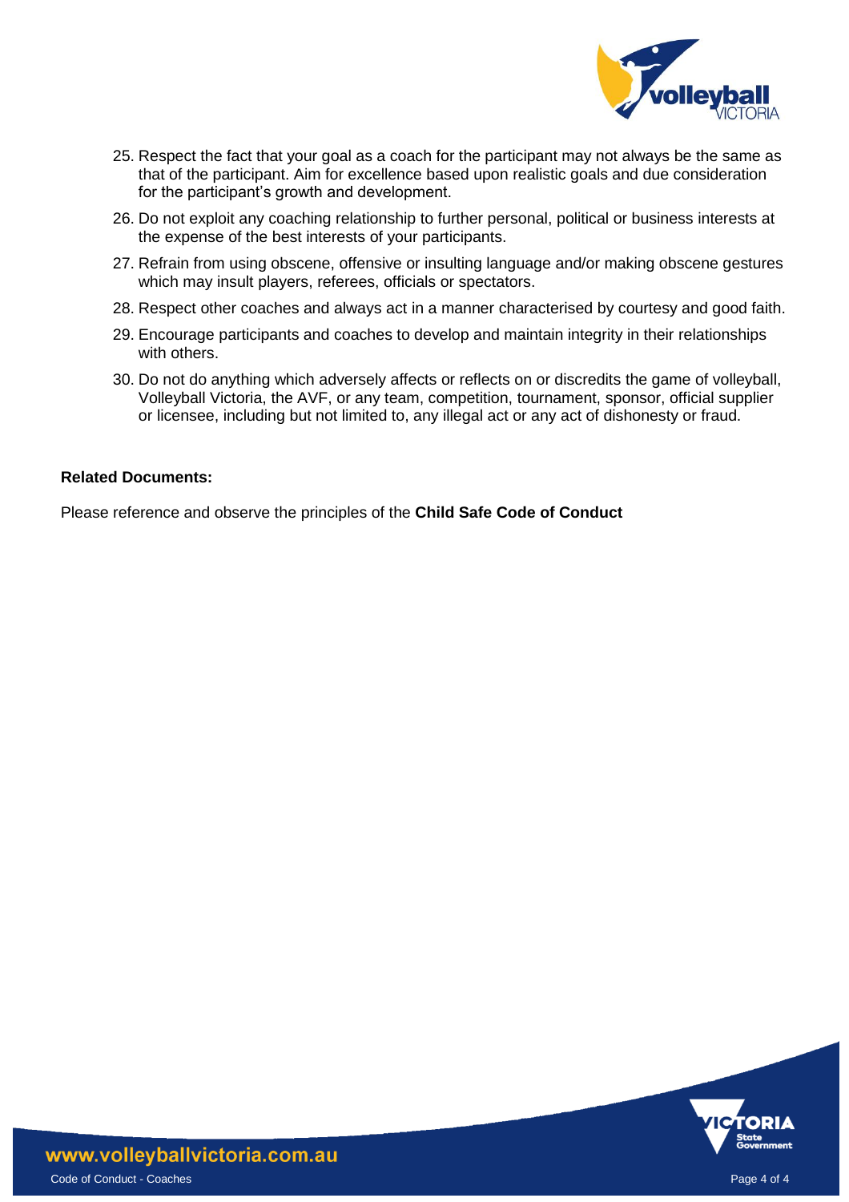25. Respect the fact that your goal as a coach for the participant may not always be the same as that of the participant. Aim for excellence based upon realistic goals and due consideration for the participant's growth and development.
26. Do not exploit any coaching relationship to further personal, political or business interests at the expense of the best interests of your participants.
27. Refrain from using obscene, offensive or insulting language and/or making obscene gestures which may insult players, referees, officials or spectators.
28. Respect other coaches and always act in a manner characterised by courtesy and good faith.
29. Encourage participants and coaches to develop and maintain integrity in their relationships with others.
30. Do not do anything which adversely affects or reflects on or discredits the game of volleyball, Volleyball Victoria, the AVF, or any team, competition, tournament, sponsor, official supplier or licensee, including but not limited to, any illegal act or any act of dishonesty or fraud.

**Related Documents:**

Please reference and observe the principles of the **Child Safe Code of Conduct**